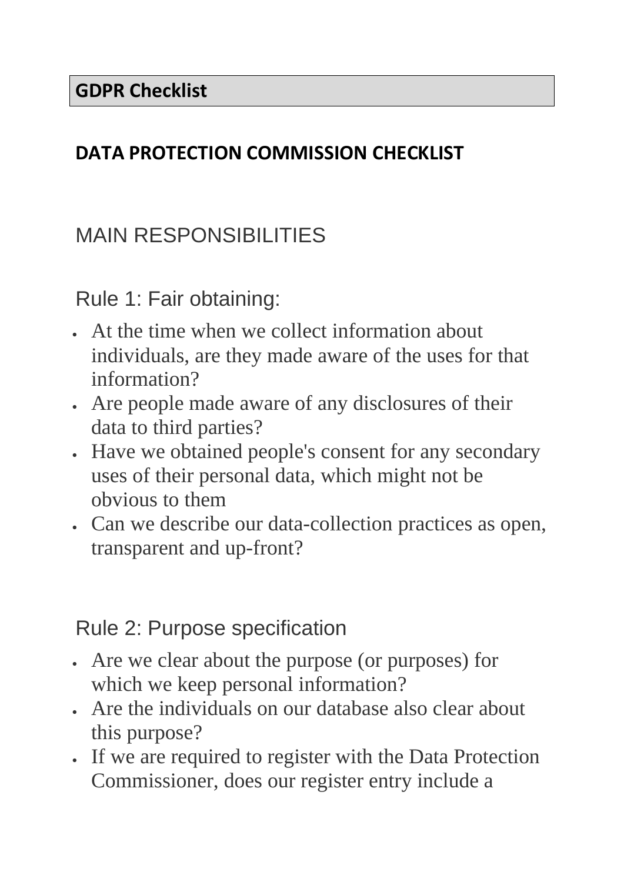# GDPR Checklist

## DATA PROTECTION COMMISSION CHECKLIST

## MAIN RESPONSIBILITIES

### Rule 1: Fair obtaining:

- At the time when we collect information about individuals, are they made aware of the uses for that information?
- Are people made aware of any disclosures of their data to third parties?
- Have we obtained people's consent for any secondary uses of their personal data, which might not be obvious to them
- Can we describe our data-collection practices as open, transparent and up-front?

### Rule 2: Purpose specification

- Are we clear about the purpose (or purposes) for which we keep personal information?
- Are the individuals on our database also clear about this purpose?
- If we are required to register with the Data Protection Commissioner, does our register entry include a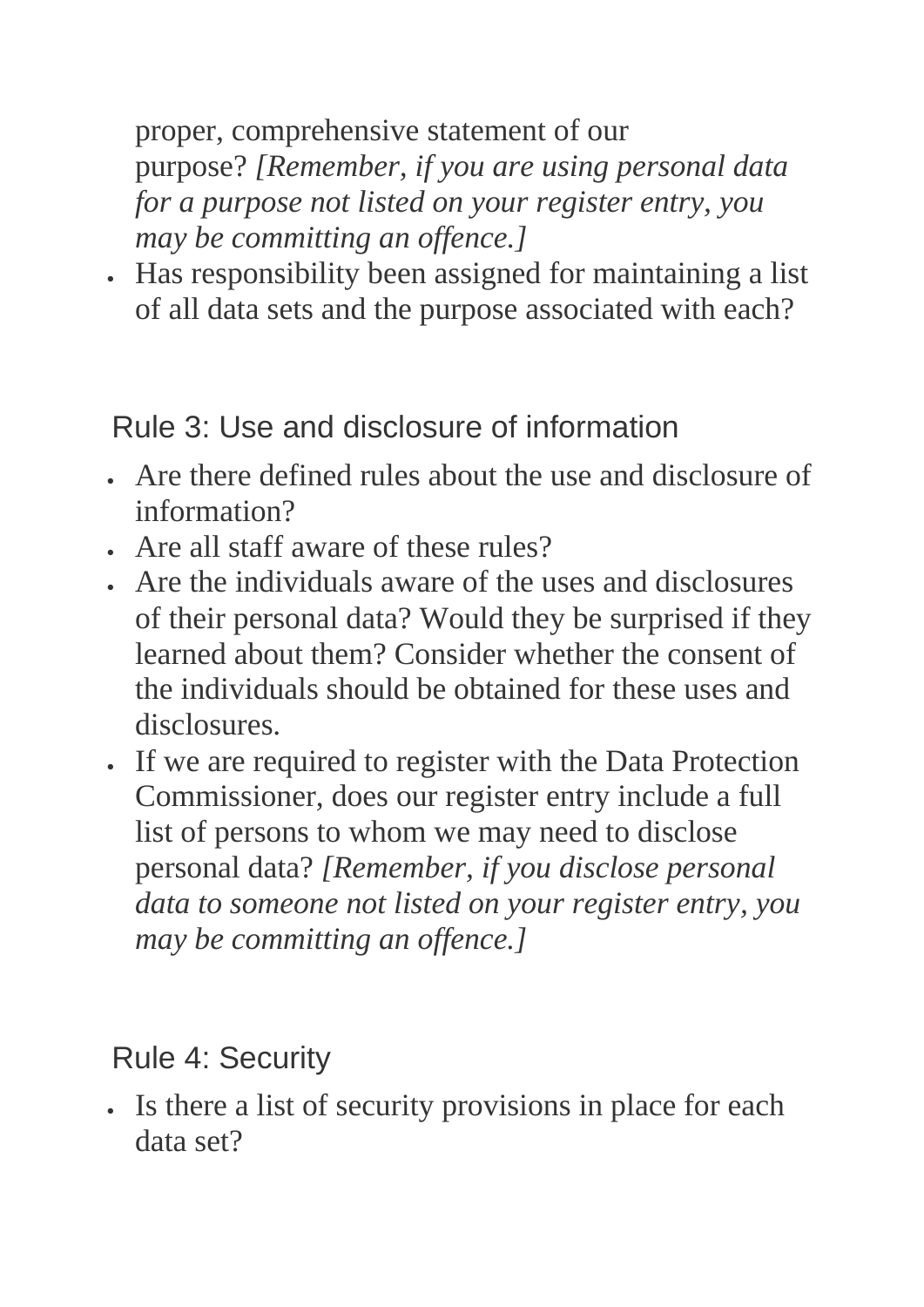- proper, comprehensive statement of our purpose? *[Remember, if you are using personal data for a purpose not listed on your register entry, you may be committing an offence.]*
- Has responsibility been assigned for maintaining a list of all data sets and the purpose associated with each?

## Rule 3: Use and disclosure of information

- Are there defined rules about the use and disclosure of information?
- Are all staff aware of these rules?
- Are the individuals aware of the uses and disclosures of their personal data? Would they be surprised if they learned about them? Consider whether the consent of the individuals should be obtained for these uses and disclosures.
- If we are required to register with the Data Protection Commissioner, does our register entry include a full list of persons to whom we may need to disclose personal data? *[Remember, if you disclose personal data to someone not listed on your register entry, you may be committing an offence.]*

## Rule 4: Security

- Is there a list of security provisions in place for each data set?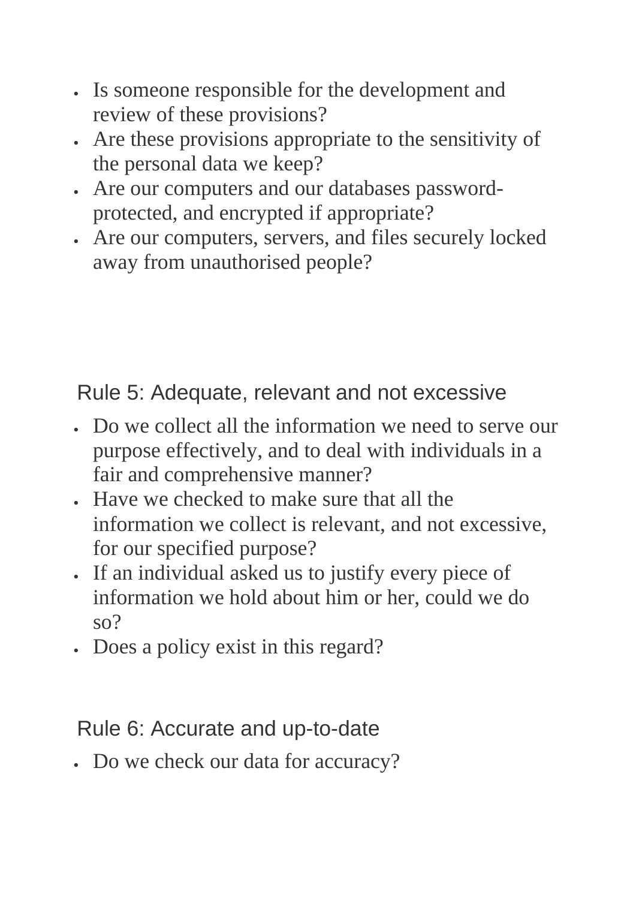- Is someone responsible for the development and review of these provisions?
- Are these provisions appropriate to the sensitivity of the personal data we keep?
- Are our computers and our databases password-protected, and encrypted if appropriate?
- Are our computers, servers, and files securely locked away from unauthorised people?

## Rule 5: Adequate, relevant and not excessive

- Do we collect all the information we need to serve our purpose effectively, and to deal with individuals in a fair and comprehensive manner?
- Have we checked to make sure that all the information we collect is relevant, and not excessive, for our specified purpose?
- If an individual asked us to justify every piece of information we hold about him or her, could we do so?
- Does a policy exist in this regard?

## Rule 6: Accurate and up-to-date

- Do we check our data for accuracy?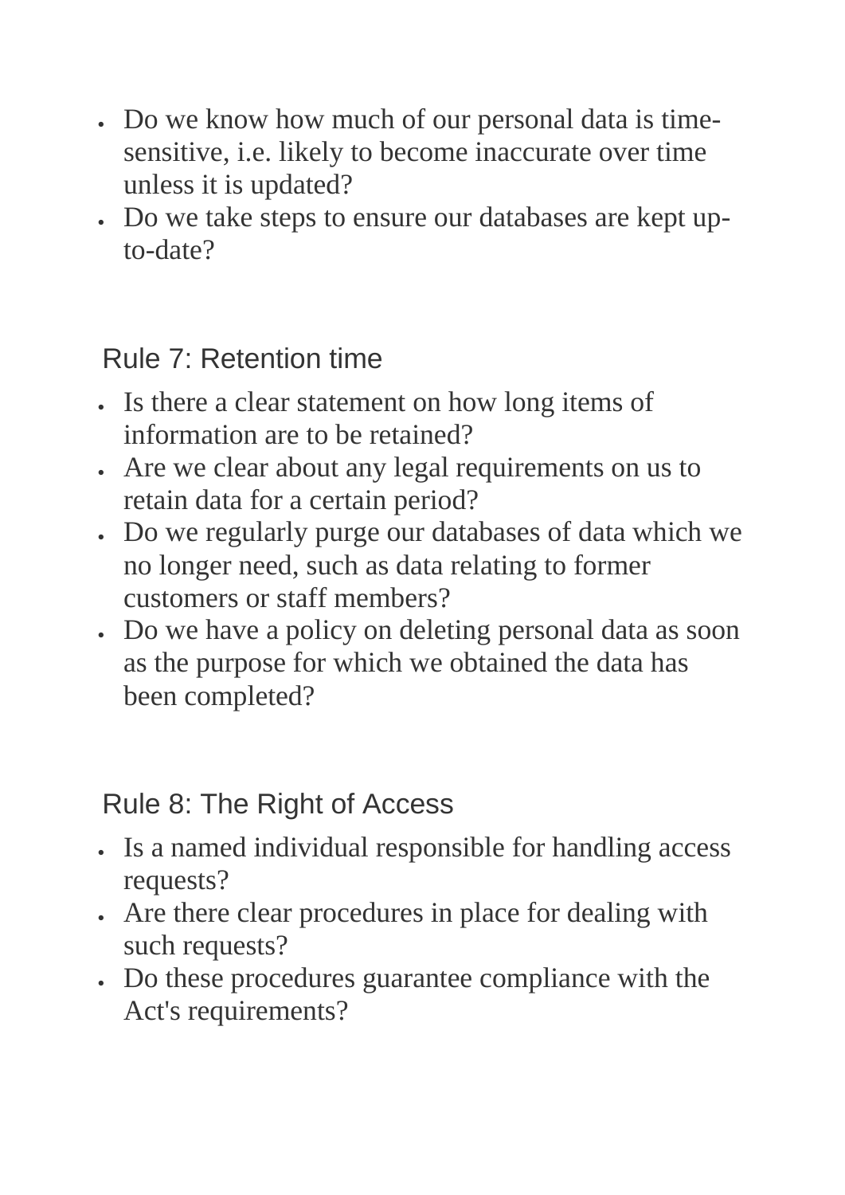- Do we know how much of our personal data is time-sensitive, i.e. likely to become inaccurate over time unless it is updated?
- Do we take steps to ensure our databases are kept up-to-date?

## Rule 7: Retention time

- Is there a clear statement on how long items of information are to be retained?
- Are we clear about any legal requirements on us to retain data for a certain period?
- Do we regularly purge our databases of data which we no longer need, such as data relating to former customers or staff members?
- Do we have a policy on deleting personal data as soon as the purpose for which we obtained the data has been completed?

## Rule 8: The Right of Access

- Is a named individual responsible for handling access requests?
- Are there clear procedures in place for dealing with such requests?
- Do these procedures guarantee compliance with the Act's requirements?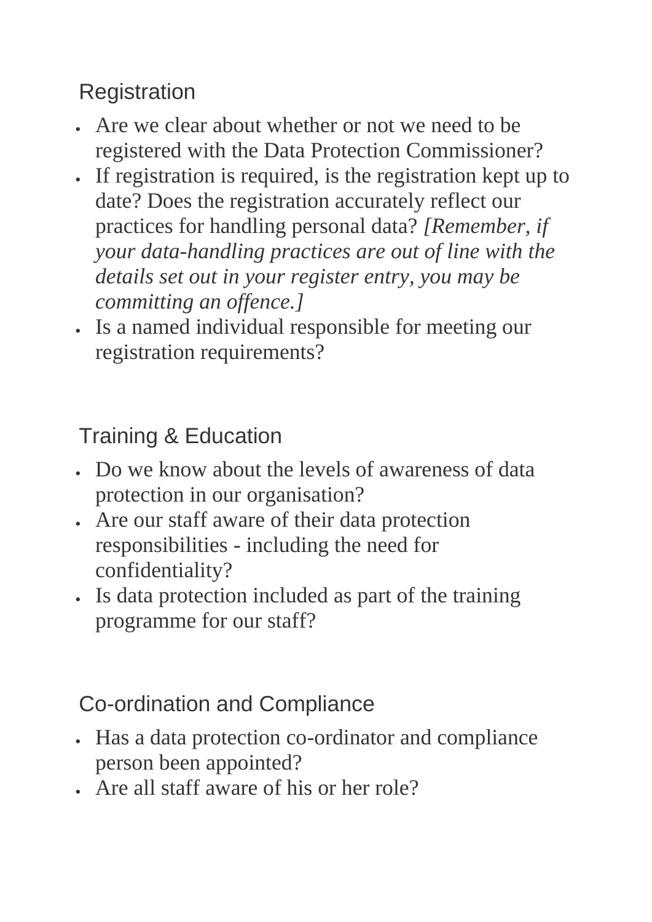## Registration

- Are we clear about whether or not we need to be registered with the Data Protection Commissioner?
- If registration is required, is the registration kept up to date? Does the registration accurately reflect our practices for handling personal data? *[Remember, if your data-handling practices are out of line with the details set out in your register entry, you may be committing an offence.]*
- Is a named individual responsible for meeting our registration requirements?

## Training & Education

- Do we know about the levels of awareness of data protection in our organisation?
- Are our staff aware of their data protection responsibilities - including the need for confidentiality?
- Is data protection included as part of the training programme for our staff?

## Co-ordination and Compliance

- Has a data protection co-ordinator and compliance person been appointed?
- Are all staff aware of his or her role?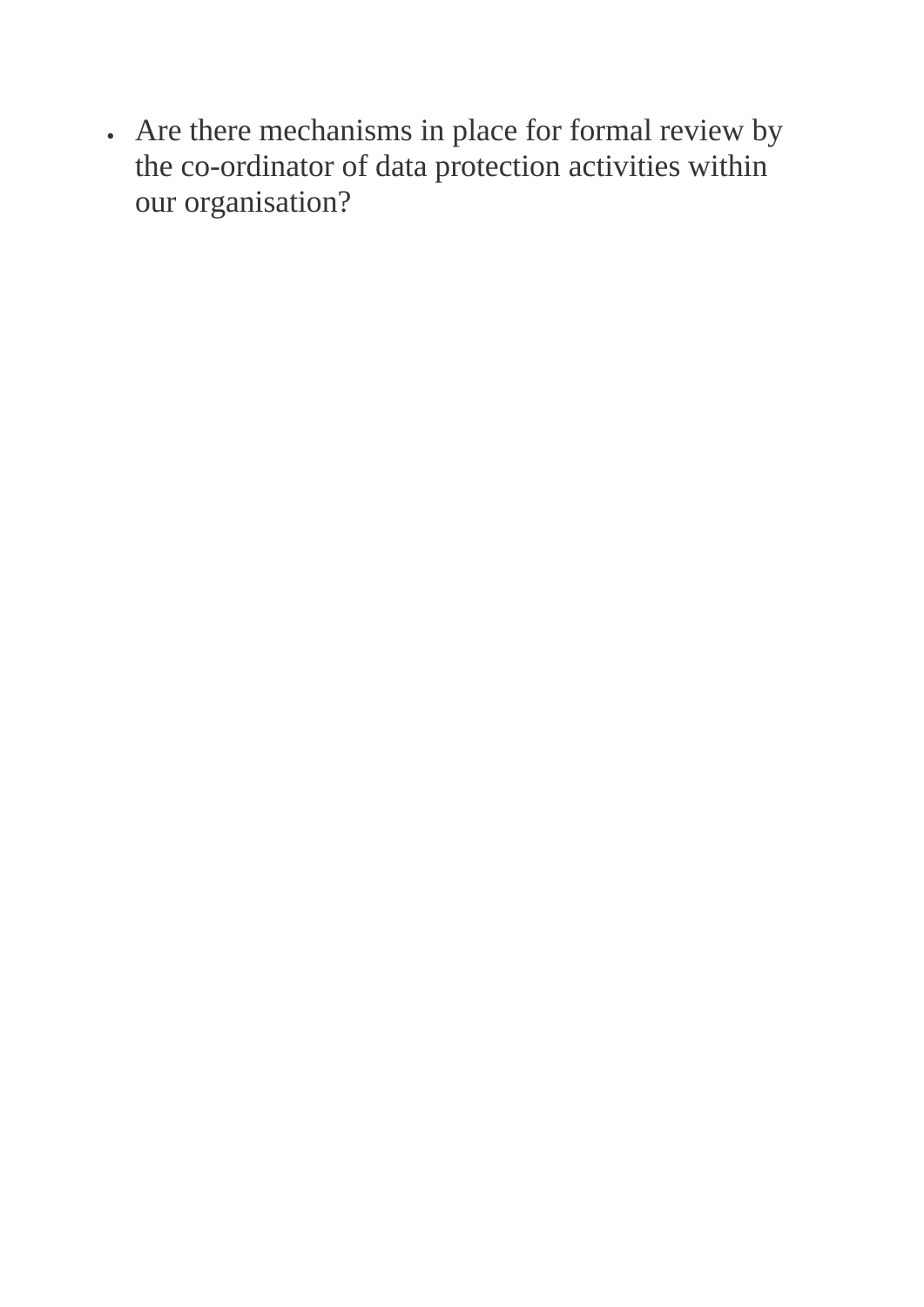- Are there mechanisms in place for formal review by the co-ordinator of data protection activities within our organisation?